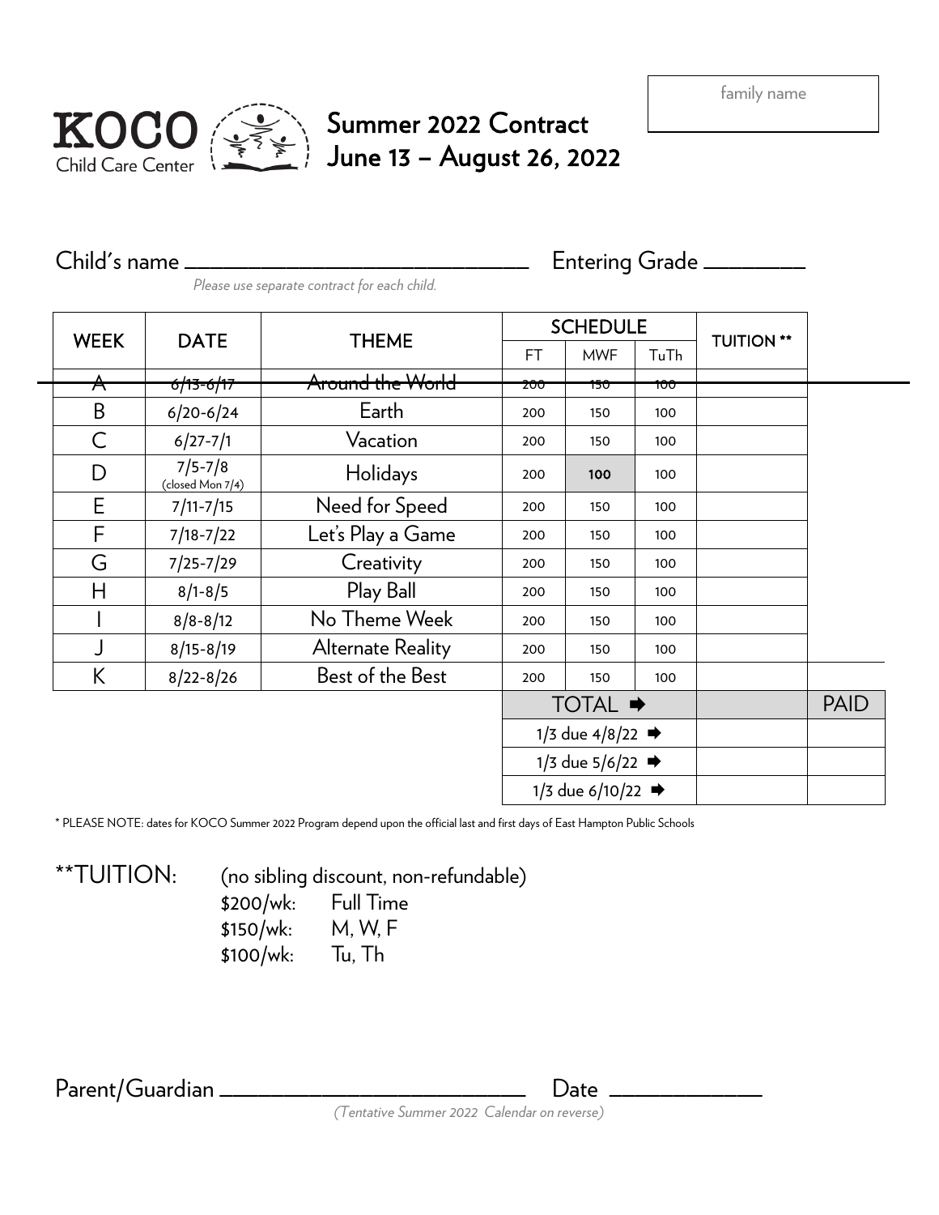family name

# KOCO Child Care Center

## Summer 2022 Contract
## June 13 – August 26, 2022

Child's name ______________________________ Entering Grade _________

*Please use separate contract for each child.*

| WEEK | DATE | THEME | SCHEDULE | | | TUITION ** | |
|---|---|---|---|---|---|---|---|
| | | | FT | MWF | TuTh | | |
| ~~A~~ | ~~6/13-6/17~~ | ~~Around the World~~ | ~~200~~ | ~~150~~ | ~~100~~ | | |
| B | 6/20-6/24 | Earth | 200 | 150 | 100 | | |
| C | 6/27-7/1 | Vacation | 200 | 150 | 100 | | |
| D | 7/5-7/8 (closed Mon 7/4) | Holidays | 200 | **100** | 100 | | |
| E | 7/11-7/15 | Need for Speed | 200 | 150 | 100 | | |
| F | 7/18-7/22 | Let's Play a Game | 200 | 150 | 100 | | |
| G | 7/25-7/29 | Creativity | 200 | 150 | 100 | | |
| H | 8/1-8/5 | Play Ball | 200 | 150 | 100 | | |
| I | 8/8-8/12 | No Theme Week | 200 | 150 | 100 | | |
| J | 8/15-8/19 | Alternate Reality | 200 | 150 | 100 | | |
| K | 8/22-8/26 | Best of the Best | 200 | 150 | 100 | | |
| | | | TOTAL ➡ | | | | PAID |
| | | | 1/3 due 4/8/22 ➡ | | | | |
| | | | 1/3 due 5/6/22 ➡ | | | | |
| | | | 1/3 due 6/10/22 ➡ | | | | |

* PLEASE NOTE: dates for KOCO Summer 2022 Program depend upon the official last and first days of East Hampton Public Schools

**TUITION: (no sibling discount, non-refundable)

- $200/wk: Full Time
- $150/wk: M, W, F
- $100/wk: Tu, Th

Parent/Guardian ___________________________ Date _____________

*(Tentative Summer 2022 Calendar on reverse)*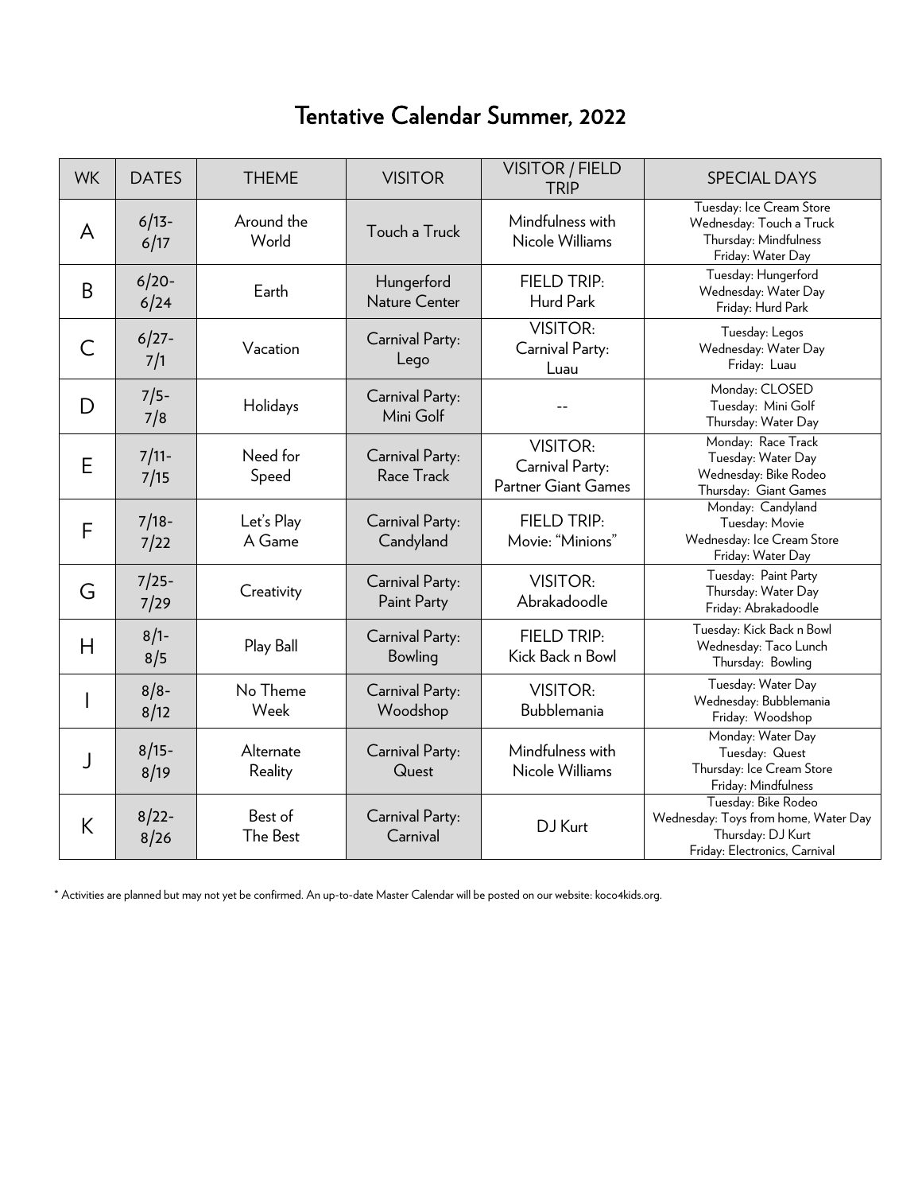# Tentative Calendar Summer, 2022

| WK | DATES | THEME | VISITOR | VISITOR / FIELD TRIP | SPECIAL DAYS |
|---|---|---|---|---|---|
| A | 6/13-6/17 | Around the World | Touch a Truck | Mindfulness with Nicole Williams | Tuesday: Ice Cream Store<br>Wednesday: Touch a Truck<br>Thursday: Mindfulness<br>Friday: Water Day |
| B | 6/20-6/24 | Earth | Hungerford Nature Center | FIELD TRIP: Hurd Park | Tuesday: Hungerford<br>Wednesday: Water Day<br>Friday: Hurd Park |
| C | 6/27-7/1 | Vacation | Carnival Party: Lego | VISITOR: Carnival Party: Luau | Tuesday: Legos<br>Wednesday: Water Day<br>Friday: Luau |
| D | 7/5-7/8 | Holidays | Carnival Party: Mini Golf | -- | Monday: CLOSED<br>Tuesday: Mini Golf<br>Thursday: Water Day |
| E | 7/11-7/15 | Need for Speed | Carnival Party: Race Track | VISITOR: Carnival Party: Partner Giant Games | Monday: Race Track<br>Tuesday: Water Day<br>Wednesday: Bike Rodeo<br>Thursday: Giant Games |
| F | 7/18-7/22 | Let's Play A Game | Carnival Party: Candyland | FIELD TRIP: Movie: "Minions" | Monday: Candyland<br>Tuesday: Movie<br>Wednesday: Ice Cream Store<br>Friday: Water Day |
| G | 7/25-7/29 | Creativity | Carnival Party: Paint Party | VISITOR: Abrakadoodle | Tuesday: Paint Party<br>Thursday: Water Day<br>Friday: Abrakadoodle |
| H | 8/1-8/5 | Play Ball | Carnival Party: Bowling | FIELD TRIP: Kick Back n Bowl | Tuesday: Kick Back n Bowl<br>Wednesday: Taco Lunch<br>Thursday: Bowling |
| I | 8/8-8/12 | No Theme Week | Carnival Party: Woodshop | VISITOR: Bubblemania | Tuesday: Water Day<br>Wednesday: Bubblemania<br>Friday: Woodshop |
| J | 8/15-8/19 | Alternate Reality | Carnival Party: Quest | Mindfulness with Nicole Williams | Monday: Water Day<br>Tuesday: Quest<br>Thursday: Ice Cream Store<br>Friday: Mindfulness |
| K | 8/22-8/26 | Best of The Best | Carnival Party: Carnival | DJ Kurt | Tuesday: Bike Rodeo<br>Wednesday: Toys from home, Water Day<br>Thursday: DJ Kurt<br>Friday: Electronics, Carnival |

* Activities are planned but may not yet be confirmed. An up-to-date Master Calendar will be posted on our website: koco4kids.org.